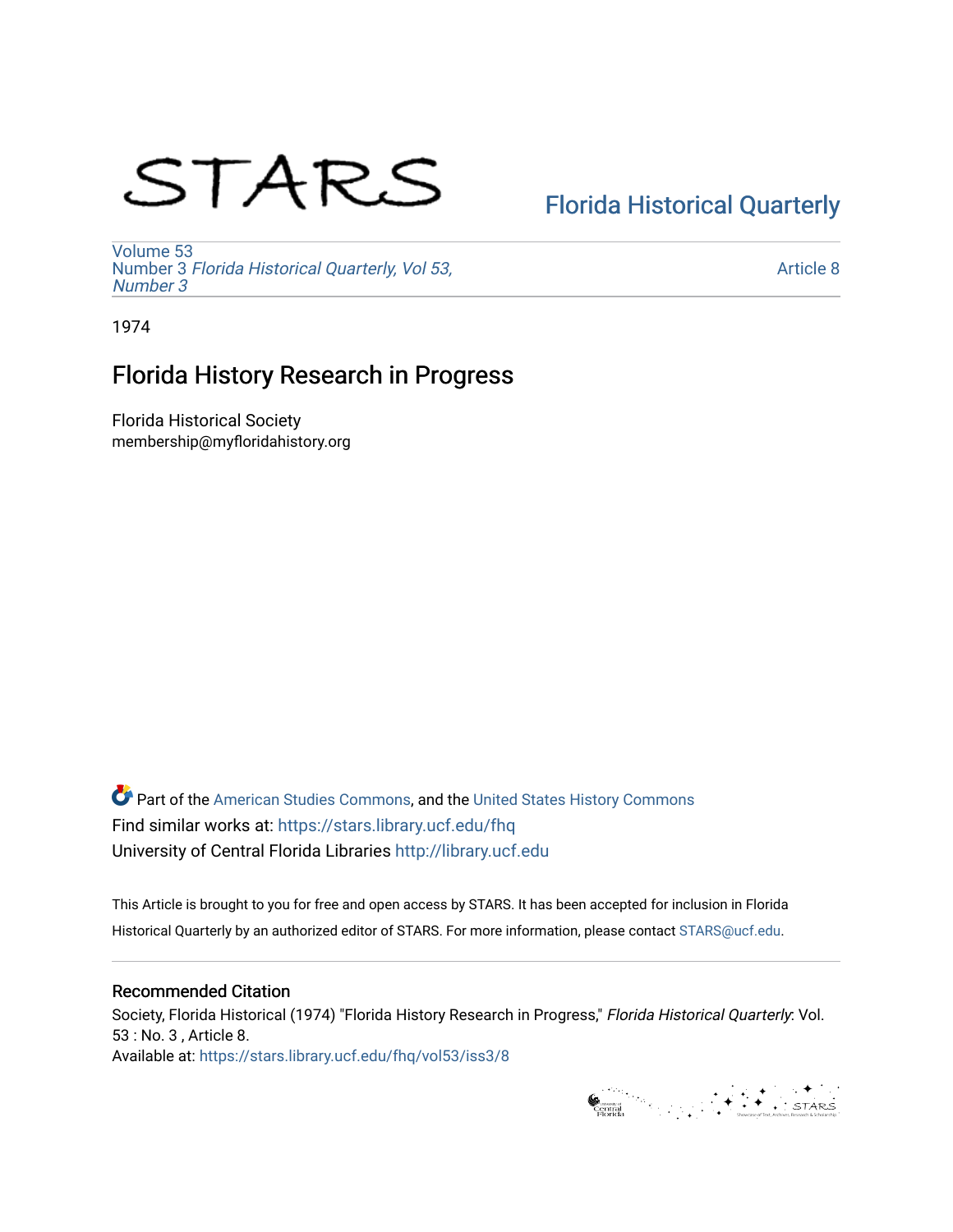STARS

Florida Historical Quarterly

Volume 53
Number 3 *Florida Historical Quarterly, Vol 53, Number 3*

Article 8

1974

# Florida History Research in Progress

Florida Historical Society
membership@myfloridahistory.org

Part of the American Studies Commons, and the United States History Commons
Find similar works at: https://stars.library.ucf.edu/fhq
University of Central Florida Libraries http://library.ucf.edu

This Article is brought to you for free and open access by STARS. It has been accepted for inclusion in Florida Historical Quarterly by an authorized editor of STARS. For more information, please contact STARS@ucf.edu.

## Recommended Citation

Society, Florida Historical (1974) "Florida History Research in Progress," *Florida Historical Quarterly*: Vol. 53 : No. 3 , Article 8.
Available at: https://stars.library.ucf.edu/fhq/vol53/iss3/8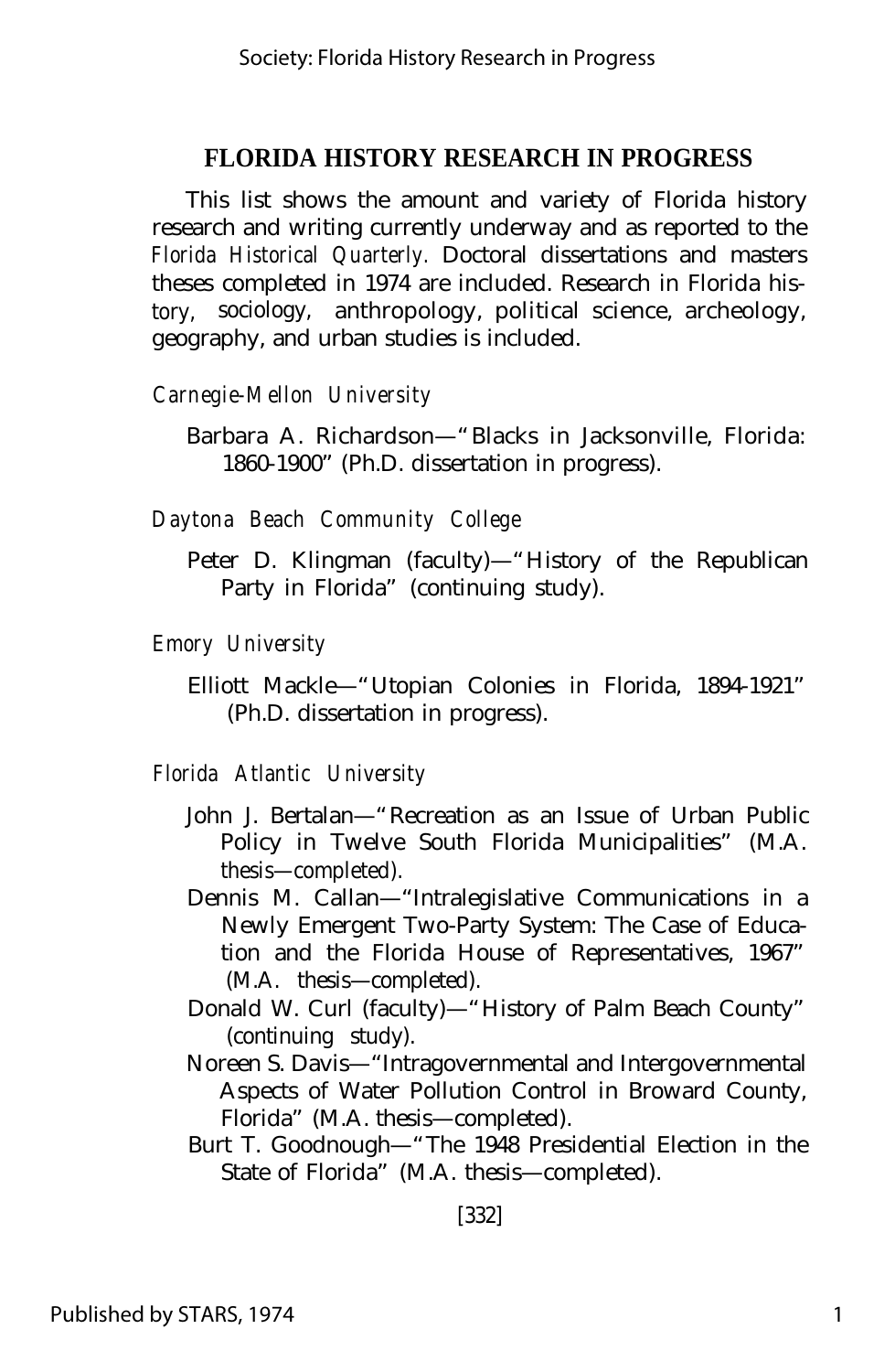## FLORIDA HISTORY RESEARCH IN PROGRESS

This list shows the amount and variety of Florida history research and writing currently underway and as reported to the *Florida Historical Quarterly*. Doctoral dissertations and masters theses completed in 1974 are included. Research in Florida history, sociology, anthropology, political science, archeology, geography, and urban studies is included.

*Carnegie-Mellon University*

Barbara A. Richardson—"Blacks in Jacksonville, Florida: 1860-1900" (Ph.D. dissertation in progress).

*Daytona Beach Community College*

Peter D. Klingman (faculty)—"History of the Republican Party in Florida" (continuing study).

*Emory University*

Elliott Mackle—"Utopian Colonies in Florida, 1894-1921" (Ph.D. dissertation in progress).

*Florida Atlantic University*

John J. Bertalan—"Recreation as an Issue of Urban Public Policy in Twelve South Florida Municipalities" (M.A. thesis—completed).

Dennis M. Callan—"Intralegislative Communications in a Newly Emergent Two-Party System: The Case of Education and the Florida House of Representatives, 1967" (M.A. thesis—completed).

Donald W. Curl (faculty)—"History of Palm Beach County" (continuing study).

Noreen S. Davis—"Intragovernmental and Intergovernmental Aspects of Water Pollution Control in Broward County, Florida" (M.A. thesis—completed).

Burt T. Goodnough—"The 1948 Presidential Election in the State of Florida" (M.A. thesis—completed).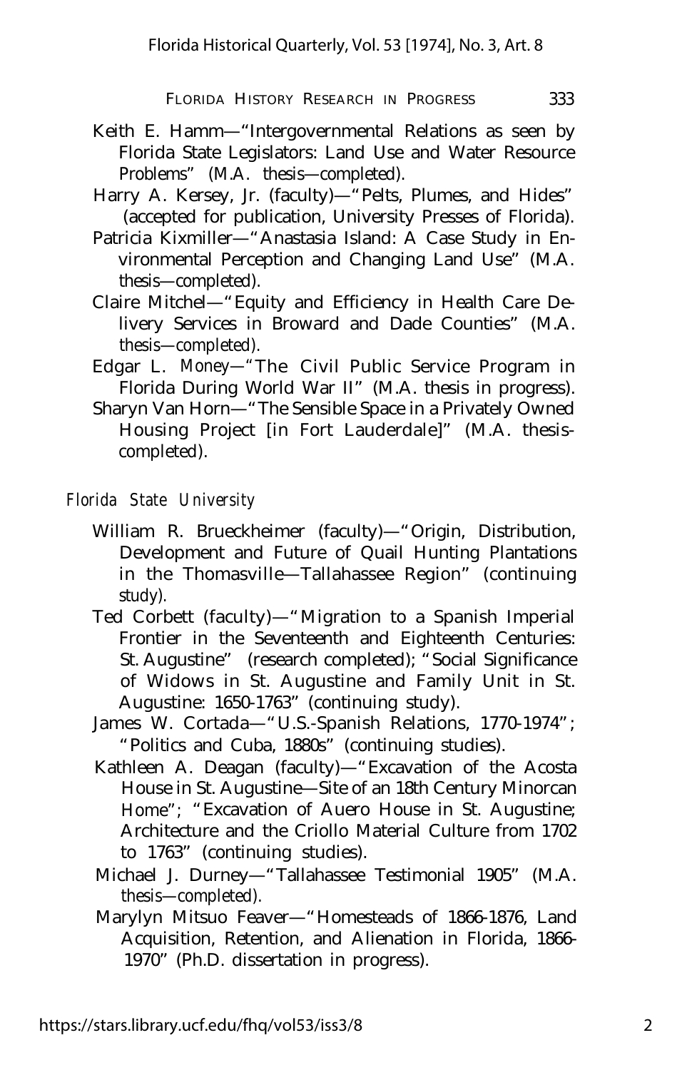Keith E. Hamm—"Intergovernmental Relations as seen by Florida State Legislators: Land Use and Water Resource Problems" (M.A. thesis—completed).

Harry A. Kersey, Jr. (faculty)—"Pelts, Plumes, and Hides" (accepted for publication, University Presses of Florida).

Patricia Kixmiller—"Anastasia Island: A Case Study in Environmental Perception and Changing Land Use" (M.A. thesis—completed).

Claire Mitchel—"Equity and Efficiency in Health Care Delivery Services in Broward and Dade Counties" (M.A. thesis—completed).

Edgar L. Money—"The Civil Public Service Program in Florida During World War II" (M.A. thesis in progress).

Sharyn Van Horn—"The Sensible Space in a Privately Owned Housing Project [in Fort Lauderdale]" (M.A. thesis-completed).

*Florida State University*

William R. Brueckheimer (faculty)—"Origin, Distribution, Development and Future of Quail Hunting Plantations in the Thomasville—Tallahassee Region" (continuing study).

Ted Corbett (faculty)—"Migration to a Spanish Imperial Frontier in the Seventeenth and Eighteenth Centuries: St. Augustine" (research completed); "Social Significance of Widows in St. Augustine and Family Unit in St. Augustine: 1650-1763" (continuing study).

James W. Cortada—"U.S.-Spanish Relations, 1770-1974"; "Politics and Cuba, 1880s" (continuing studies).

Kathleen A. Deagan (faculty)—"Excavation of the Acosta House in St. Augustine—Site of an 18th Century Minorcan Home"; "Excavation of Auero House in St. Augustine; Architecture and the Criollo Material Culture from 1702 to 1763" (continuing studies).

Michael J. Durney—"Tallahassee Testimonial 1905" (M.A. thesis—completed).

Marylyn Mitsuo Feaver—"Homesteads of 1866-1876, Land Acquisition, Retention, and Alienation in Florida, 1866-1970" (Ph.D. dissertation in progress).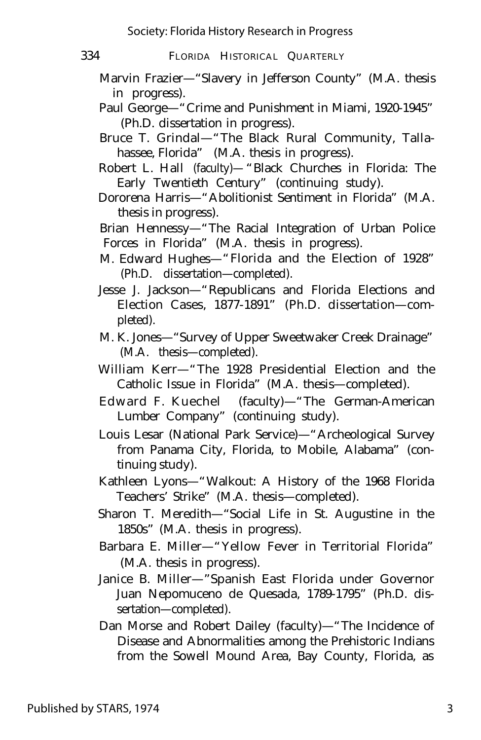Marvin Frazier—"Slavery in Jefferson County" (M.A. thesis in progress).

Paul George—"Crime and Punishment in Miami, 1920-1945" (Ph.D. dissertation in progress).

Bruce T. Grindal—"The Black Rural Community, Tallahassee, Florida" (M.A. thesis in progress).

Robert L. Hall (faculty)—"Black Churches in Florida: The Early Twentieth Century" (continuing study).

Dororena Harris—"Abolitionist Sentiment in Florida" (M.A. thesis in progress).

Brian Hennessy—"The Racial Integration of Urban Police Forces in Florida" (M.A. thesis in progress).

M. Edward Hughes—"Florida and the Election of 1928" (Ph.D. dissertation—completed).

Jesse J. Jackson—"Republicans and Florida Elections and Election Cases, 1877-1891" (Ph.D. dissertation—completed).

M. K. Jones—"Survey of Upper Sweetwaker Creek Drainage" (M.A. thesis—completed).

William Kerr—"The 1928 Presidential Election and the Catholic Issue in Florida" (M.A. thesis—completed).

Edward F. Kuechel (faculty)—"The German-American Lumber Company" (continuing study).

Louis Lesar (National Park Service)—"Archeological Survey from Panama City, Florida, to Mobile, Alabama" (continuing study).

Kathleen Lyons—"Walkout: A History of the 1968 Florida Teachers' Strike" (M.A. thesis—completed).

Sharon T. Meredith—"Social Life in St. Augustine in the 1850s" (M.A. thesis in progress).

Barbara E. Miller—"Yellow Fever in Territorial Florida" (M.A. thesis in progress).

Janice B. Miller—"Spanish East Florida under Governor Juan Nepomuceno de Quesada, 1789-1795" (Ph.D. dissertation—completed).

Dan Morse and Robert Dailey (faculty)—"The Incidence of Disease and Abnormalities among the Prehistoric Indians from the Sowell Mound Area, Bay County, Florida, as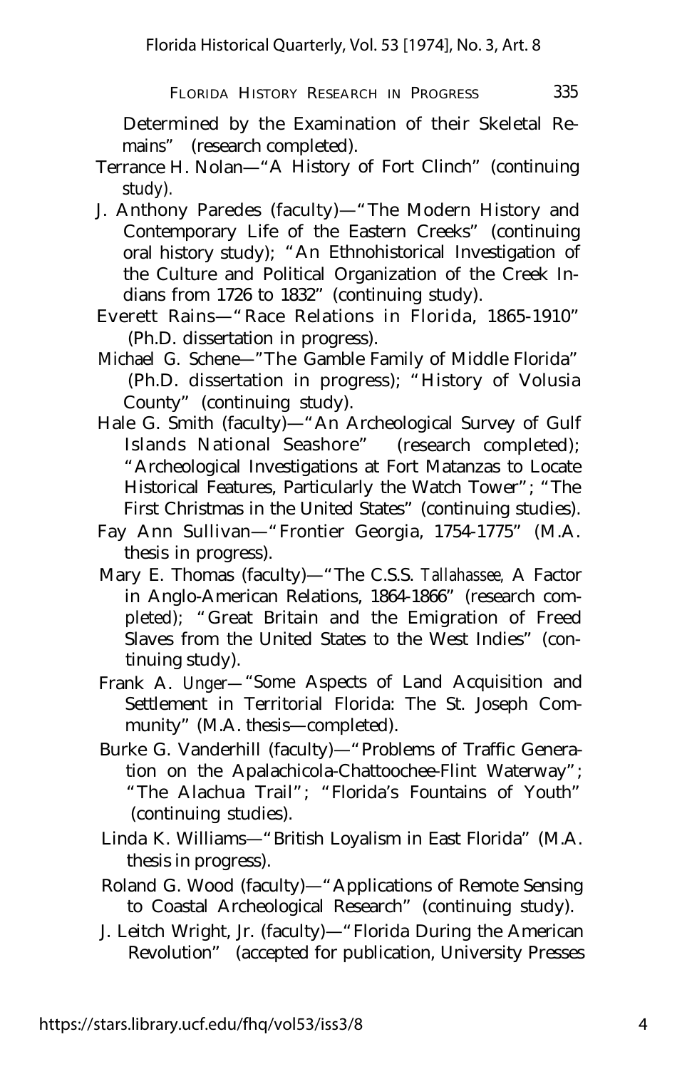Determined by the Examination of their Skeletal Remains" (research completed).

Terrance H. Nolan—"A History of Fort Clinch" (continuing study).

J. Anthony Paredes (faculty)—"The Modern History and Contemporary Life of the Eastern Creeks" (continuing oral history study); "An Ethnohistorical Investigation of the Culture and Political Organization of the Creek Indians from 1726 to 1832" (continuing study).

Everett Rains—"Race Relations in Florida, 1865-1910" (Ph.D. dissertation in progress).

Michael G. Schene—"The Gamble Family of Middle Florida" (Ph.D. dissertation in progress); "History of Volusia County" (continuing study).

Hale G. Smith (faculty)—"An Archeological Survey of Gulf Islands National Seashore" (research completed); "Archeological Investigations at Fort Matanzas to Locate Historical Features, Particularly the Watch Tower"; "The First Christmas in the United States" (continuing studies).

Fay Ann Sullivan—"Frontier Georgia, 1754-1775" (M.A. thesis in progress).

Mary E. Thomas (faculty)—"The C.S.S. *Tallahassee,* A Factor in Anglo-American Relations, 1864-1866" (research completed); "Great Britain and the Emigration of Freed Slaves from the United States to the West Indies" (continuing study).

Frank A. Unger—"Some Aspects of Land Acquisition and Settlement in Territorial Florida: The St. Joseph Community" (M.A. thesis—completed).

Burke G. Vanderhill (faculty)—"Problems of Traffic Generation on the Apalachicola-Chattoochee-Flint Waterway"; "The Alachua Trail"; "Florida's Fountains of Youth" (continuing studies).

Linda K. Williams—"British Loyalism in East Florida" (M.A. thesis in progress).

Roland G. Wood (faculty)—"Applications of Remote Sensing to Coastal Archeological Research" (continuing study).

J. Leitch Wright, Jr. (faculty)—"Florida During the American Revolution" (accepted for publication, University Presses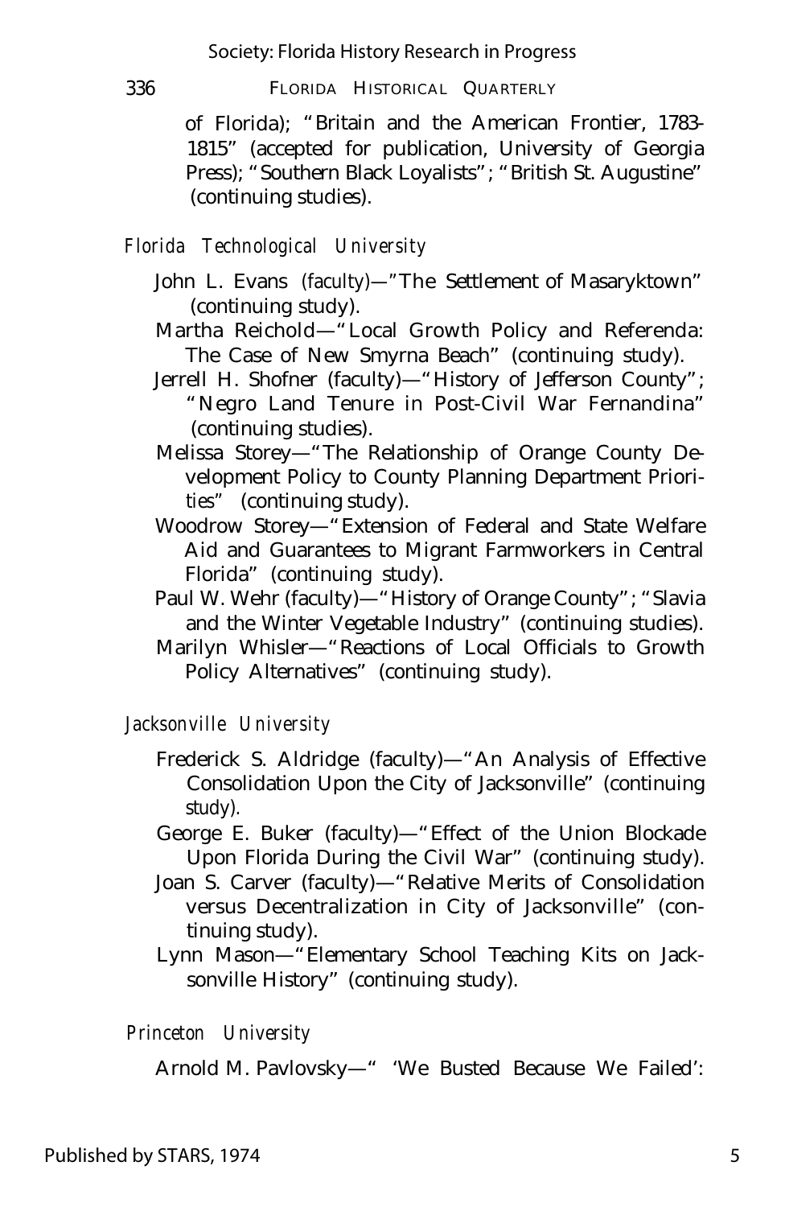of Florida); "Britain and the American Frontier, 1783-1815" (accepted for publication, University of Georgia Press); "Southern Black Loyalists"; "British St. Augustine" (continuing studies).

*Florida Technological University*

John L. Evans (faculty)—"The Settlement of Masaryktown" (continuing study).

Martha Reichold—"Local Growth Policy and Referenda: The Case of New Smyrna Beach" (continuing study).

Jerrell H. Shofner (faculty)—"History of Jefferson County"; "Negro Land Tenure in Post-Civil War Fernandina" (continuing studies).

Melissa Storey—"The Relationship of Orange County Development Policy to County Planning Department Priorities" (continuing study).

Woodrow Storey—"Extension of Federal and State Welfare Aid and Guarantees to Migrant Farmworkers in Central Florida" (continuing study).

Paul W. Wehr (faculty)—"History of Orange County"; "Slavia and the Winter Vegetable Industry" (continuing studies).

Marilyn Whisler—"Reactions of Local Officials to Growth Policy Alternatives" (continuing study).

*Jacksonville University*

Frederick S. Aldridge (faculty)—"An Analysis of Effective Consolidation Upon the City of Jacksonville" (continuing study).

George E. Buker (faculty)—"Effect of the Union Blockade Upon Florida During the Civil War" (continuing study).

Joan S. Carver (faculty)—"Relative Merits of Consolidation versus Decentralization in City of Jacksonville" (continuing study).

Lynn Mason—"Elementary School Teaching Kits on Jacksonville History" (continuing study).

*Princeton University*

Arnold M. Pavlovsky—" 'We Busted Because We Failed':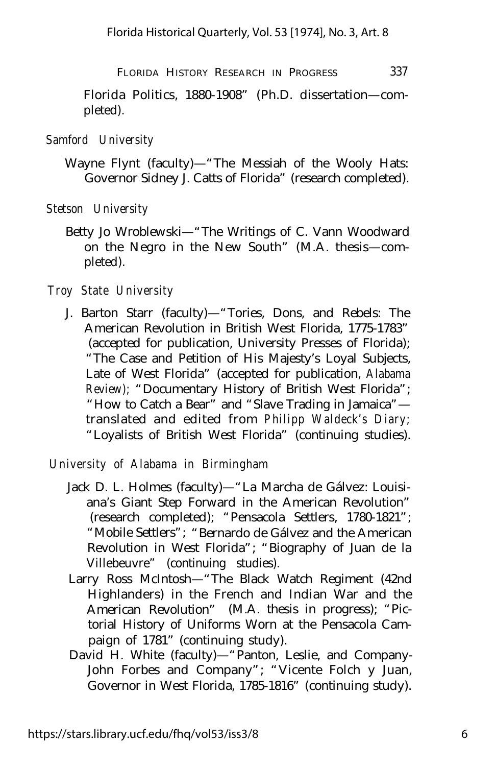Florida Politics, 1880-1908" (Ph.D. dissertation—completed).

*Samford University*

Wayne Flynt (faculty)—"The Messiah of the Wooly Hats: Governor Sidney J. Catts of Florida" (research completed).

*Stetson University*

Betty Jo Wroblewski—"The Writings of C. Vann Woodward on the Negro in the New South" (M.A. thesis—completed).

*Troy State University*

J. Barton Starr (faculty)—"Tories, Dons, and Rebels: The American Revolution in British West Florida, 1775-1783" (accepted for publication, University Presses of Florida); "The Case and Petition of His Majesty's Loyal Subjects, Late of West Florida" (accepted for publication, *Alabama Review);* "Documentary History of British West Florida"; "How to Catch a Bear" and "Slave Trading in Jamaica"—translated and edited from *Philipp Waldeck's Diary;* "Loyalists of British West Florida" (continuing studies).

*University of Alabama in Birmingham*

Jack D. L. Holmes (faculty)—"La Marcha de Gálvez: Louisiana's Giant Step Forward in the American Revolution" (research completed); "Pensacola Settlers, 1780-1821"; "Mobile Settlers"; "Bernardo de Gálvez and the American Revolution in West Florida"; "Biography of Juan de la Villebeuvre" (continuing studies).

Larry Ross McIntosh—"The Black Watch Regiment (42nd Highlanders) in the French and Indian War and the American Revolution" (M.A. thesis in progress); "Pictorial History of Uniforms Worn at the Pensacola Campaign of 1781" (continuing study).

David H. White (faculty)—"Panton, Leslie, and Company-John Forbes and Company"; "Vicente Folch y Juan, Governor in West Florida, 1785-1816" (continuing study).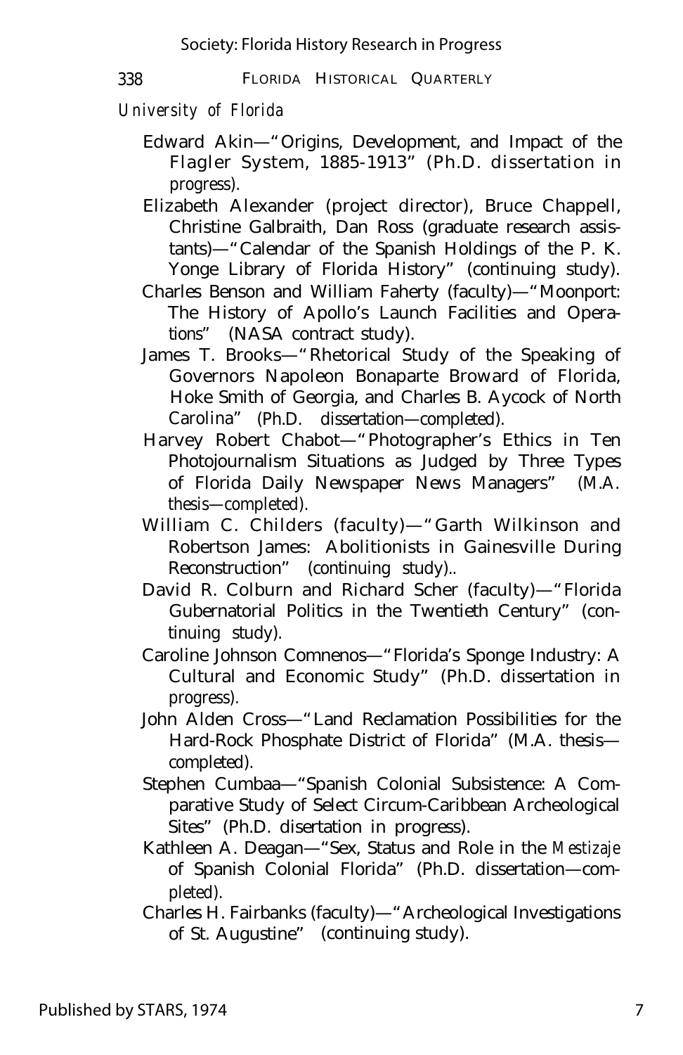*University of Florida*

Edward Akin—"Origins, Development, and Impact of the Flagler System, 1885-1913" (Ph.D. dissertation in progress).

Elizabeth Alexander (project director), Bruce Chappell, Christine Galbraith, Dan Ross (graduate research assistants)—"Calendar of the Spanish Holdings of the P. K. Yonge Library of Florida History" (continuing study).

Charles Benson and William Faherty (faculty)—"Moonport: The History of Apollo's Launch Facilities and Operations" (NASA contract study).

James T. Brooks—"Rhetorical Study of the Speaking of Governors Napoleon Bonaparte Broward of Florida, Hoke Smith of Georgia, and Charles B. Aycock of North Carolina" (Ph.D. dissertation—completed).

Harvey Robert Chabot—"Photographer's Ethics in Ten Photojournalism Situations as Judged by Three Types of Florida Daily Newspaper News Managers" (M.A. thesis—completed).

William C. Childers (faculty)—"Garth Wilkinson and Robertson James: Abolitionists in Gainesville During Reconstruction" (continuing study)..

David R. Colburn and Richard Scher (faculty)—"Florida Gubernatorial Politics in the Twentieth Century" (continuing study).

Caroline Johnson Comnenos—"Florida's Sponge Industry: A Cultural and Economic Study" (Ph.D. dissertation in progress).

John Alden Cross—"Land Reclamation Possibilities for the Hard-Rock Phosphate District of Florida" (M.A. thesis—completed).

Stephen Cumbaa—"Spanish Colonial Subsistence: A Comparative Study of Select Circum-Caribbean Archeological Sites" (Ph.D. disertation in progress).

Kathleen A. Deagan—"Sex, Status and Role in the *Mestizaje* of Spanish Colonial Florida" (Ph.D. dissertation—completed).

Charles H. Fairbanks (faculty)—"Archeological Investigations of St. Augustine" (continuing study).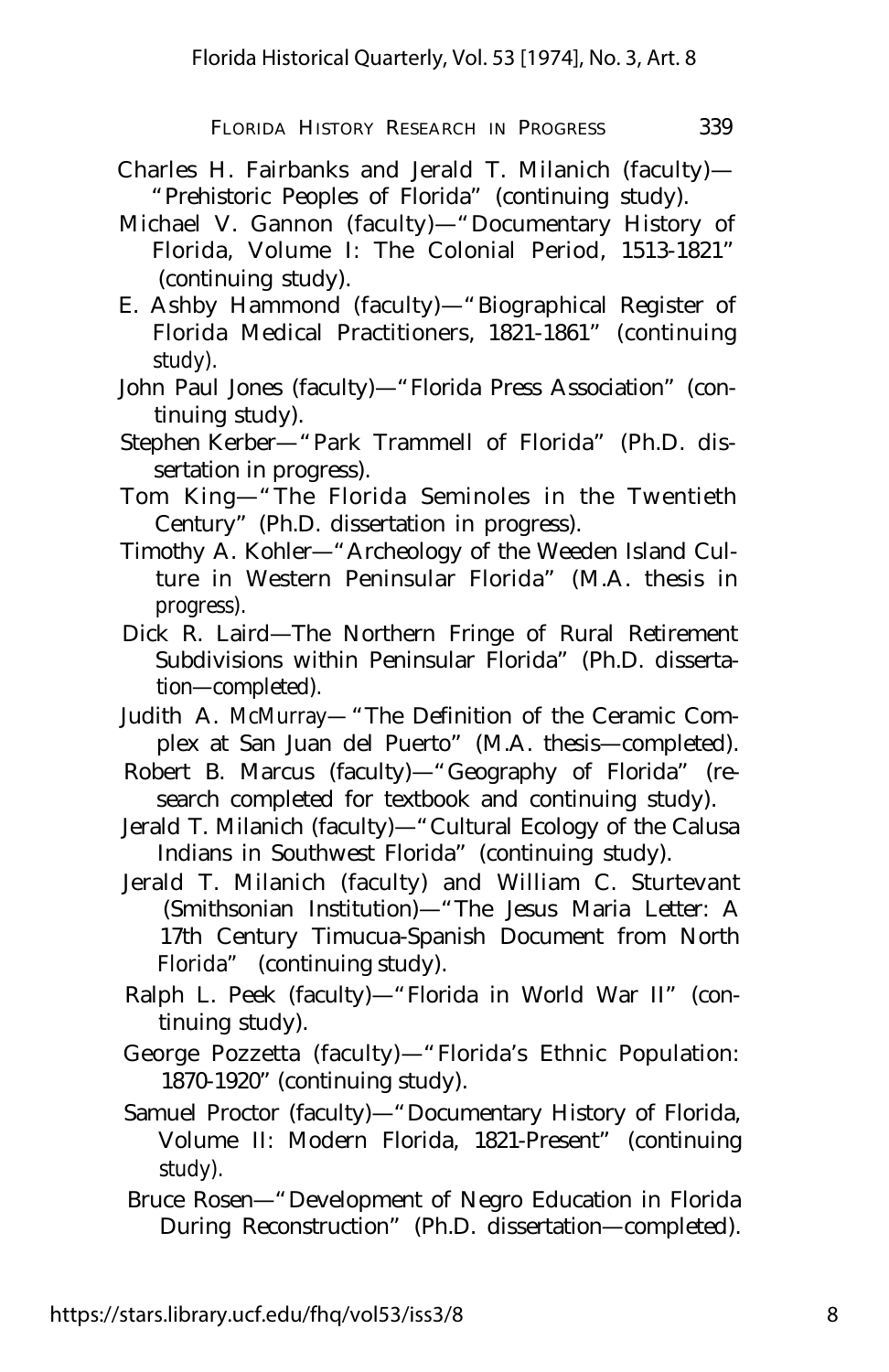Charles H. Fairbanks and Jerald T. Milanich (faculty)—"Prehistoric Peoples of Florida" (continuing study).

Michael V. Gannon (faculty)—"Documentary History of Florida, Volume I: The Colonial Period, 1513-1821" (continuing study).

E. Ashby Hammond (faculty)—"Biographical Register of Florida Medical Practitioners, 1821-1861" (continuing study).

John Paul Jones (faculty)—"Florida Press Association" (continuing study).

Stephen Kerber—"Park Trammell of Florida" (Ph.D. dissertation in progress).

Tom King—"The Florida Seminoles in the Twentieth Century" (Ph.D. dissertation in progress).

Timothy A. Kohler—"Archeology of the Weeden Island Culture in Western Peninsular Florida" (M.A. thesis in progress).

Dick R. Laird—The Northern Fringe of Rural Retirement Subdivisions within Peninsular Florida" (Ph.D. dissertation—completed).

Judith A. McMurray—"The Definition of the Ceramic Complex at San Juan del Puerto" (M.A. thesis—completed).

Robert B. Marcus (faculty)—"Geography of Florida" (research completed for textbook and continuing study).

Jerald T. Milanich (faculty)—"Cultural Ecology of the Calusa Indians in Southwest Florida" (continuing study).

Jerald T. Milanich (faculty) and William C. Sturtevant (Smithsonian Institution)—"The Jesus Maria Letter: A 17th Century Timucua-Spanish Document from North Florida" (continuing study).

Ralph L. Peek (faculty)—"Florida in World War II" (continuing study).

George Pozzetta (faculty)—"Florida's Ethnic Population: 1870-1920" (continuing study).

Samuel Proctor (faculty)—"Documentary History of Florida, Volume II: Modern Florida, 1821-Present" (continuing study).

Bruce Rosen—"Development of Negro Education in Florida During Reconstruction" (Ph.D. dissertation—completed).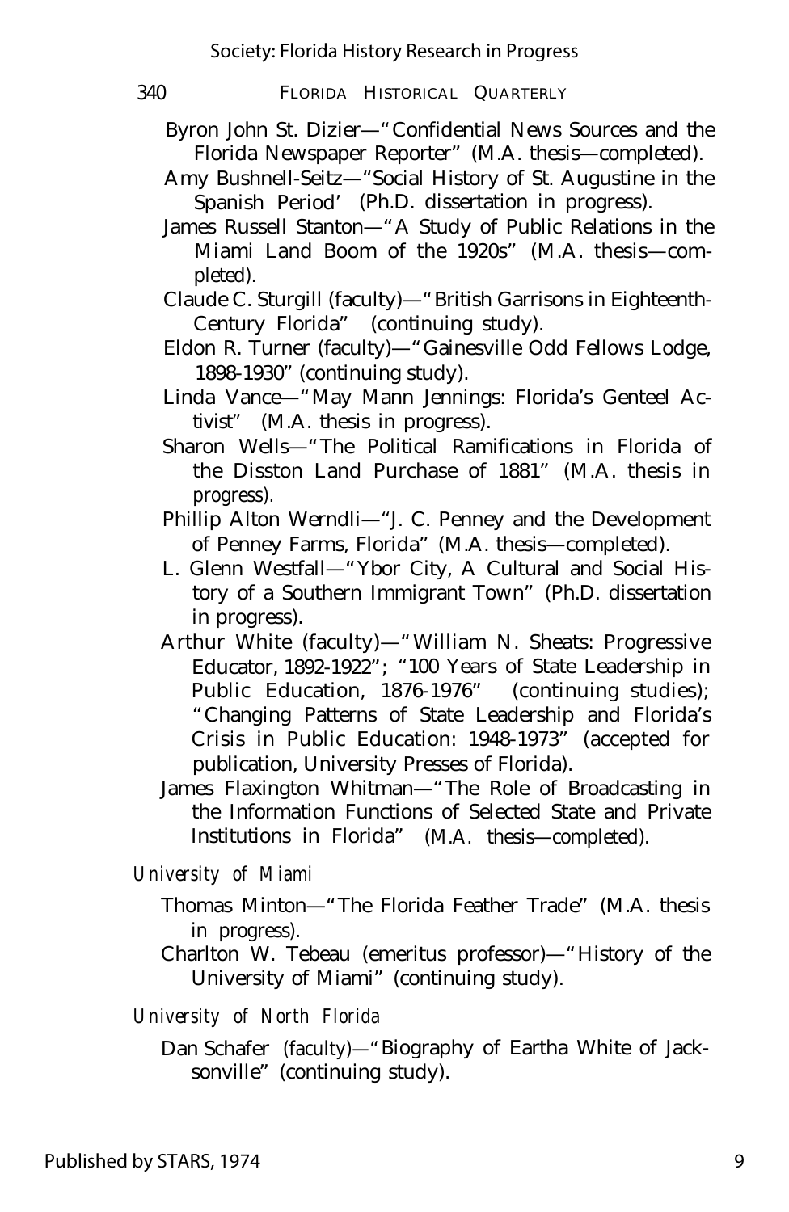Byron John St. Dizier—"Confidential News Sources and the Florida Newspaper Reporter" (M.A. thesis—completed).

Amy Bushnell-Seitz—"Social History of St. Augustine in the Spanish Period' (Ph.D. dissertation in progress).

James Russell Stanton—"A Study of Public Relations in the Miami Land Boom of the 1920s" (M.A. thesis—completed).

Claude C. Sturgill (faculty)—"British Garrisons in Eighteenth-Century Florida" (continuing study).

Eldon R. Turner (faculty)—"Gainesville Odd Fellows Lodge, 1898-1930" (continuing study).

Linda Vance—"May Mann Jennings: Florida's Genteel Activist" (M.A. thesis in progress).

Sharon Wells—"The Political Ramifications in Florida of the Disston Land Purchase of 1881" (M.A. thesis in progress).

Phillip Alton Werndli—"J. C. Penney and the Development of Penney Farms, Florida" (M.A. thesis—completed).

L. Glenn Westfall—"Ybor City, A Cultural and Social History of a Southern Immigrant Town" (Ph.D. dissertation in progress).

Arthur White (faculty)—"William N. Sheats: Progressive Educator, 1892-1922"; "100 Years of State Leadership in Public Education, 1876-1976" (continuing studies); "Changing Patterns of State Leadership and Florida's Crisis in Public Education: 1948-1973" (accepted for publication, University Presses of Florida).

James Flaxington Whitman—"The Role of Broadcasting in the Information Functions of Selected State and Private Institutions in Florida" (M.A. thesis—completed).

*University of Miami*

Thomas Minton—"The Florida Feather Trade" (M.A. thesis in progress).

Charlton W. Tebeau (emeritus professor)—"History of the University of Miami" (continuing study).

*University of North Florida*

Dan Schafer (faculty)—"Biography of Eartha White of Jacksonville" (continuing study).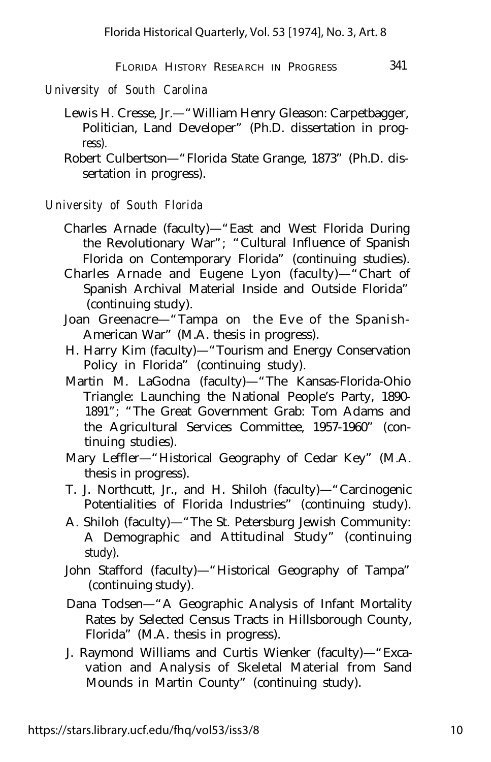*University of South Carolina*

Lewis H. Cresse, Jr.—"William Henry Gleason: Carpetbagger, Politician, Land Developer" (Ph.D. dissertation in progress).

Robert Culbertson—"Florida State Grange, 1873" (Ph.D. dissertation in progress).

*University of South Florida*

Charles Arnade (faculty)—"East and West Florida During the Revolutionary War"; "Cultural Influence of Spanish Florida on Contemporary Florida" (continuing studies).

Charles Arnade and Eugene Lyon (faculty)—"Chart of Spanish Archival Material Inside and Outside Florida" (continuing study).

Joan Greenacre—"Tampa on the Eve of the Spanish-American War" (M.A. thesis in progress).

H. Harry Kim (faculty)—"Tourism and Energy Conservation Policy in Florida" (continuing study).

Martin M. LaGodna (faculty)—"The Kansas-Florida-Ohio Triangle: Launching the National People's Party, 1890-1891"; "The Great Government Grab: Tom Adams and the Agricultural Services Committee, 1957-1960" (continuing studies).

Mary Leffler—"Historical Geography of Cedar Key" (M.A. thesis in progress).

T. J. Northcutt, Jr., and H. Shiloh (faculty)—"Carcinogenic Potentialities of Florida Industries" (continuing study).

A. Shiloh (faculty)—"The St. Petersburg Jewish Community: A Demographic and Attitudinal Study" (continuing study).

John Stafford (faculty)—"Historical Geography of Tampa" (continuing study).

Dana Todsen—"A Geographic Analysis of Infant Mortality Rates by Selected Census Tracts in Hillsborough County, Florida" (M.A. thesis in progress).

J. Raymond Williams and Curtis Wienker (faculty)—"Excavation and Analysis of Skeletal Material from Sand Mounds in Martin County" (continuing study).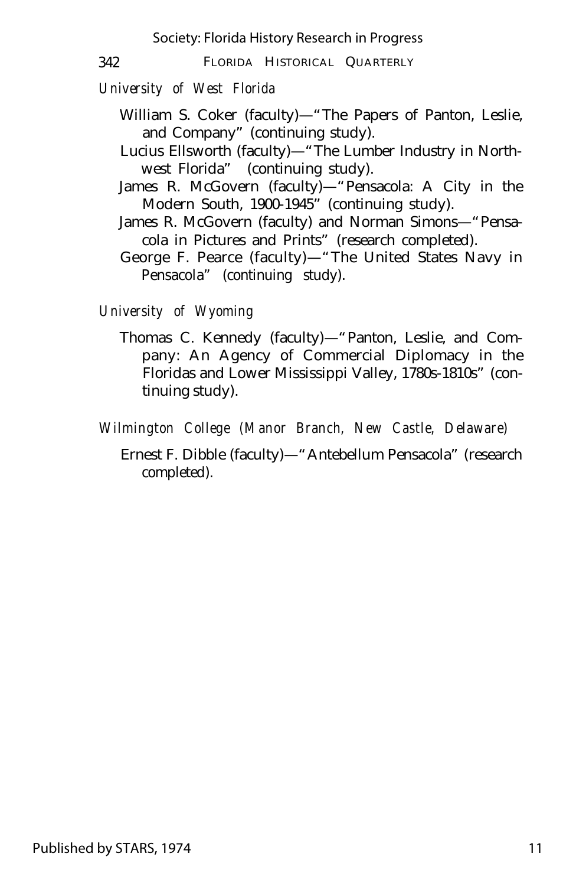*University of West Florida*

William S. Coker (faculty)—"The Papers of Panton, Leslie, and Company" (continuing study).

Lucius Ellsworth (faculty)—"The Lumber Industry in Northwest Florida" (continuing study).

James R. McGovern (faculty)—"Pensacola: A City in the Modern South, 1900-1945" (continuing study).

James R. McGovern (faculty) and Norman Simons—"Pensacola in Pictures and Prints" (research completed).

George F. Pearce (faculty)—"The United States Navy in Pensacola" (continuing study).

*University of Wyoming*

Thomas C. Kennedy (faculty)—"Panton, Leslie, and Company: An Agency of Commercial Diplomacy in the Floridas and Lower Mississippi Valley, 1780s-1810s" (continuing study).

*Wilmington College (Manor Branch, New Castle, Delaware)*

Ernest F. Dibble (faculty)—"Antebellum Pensacola" (research completed).